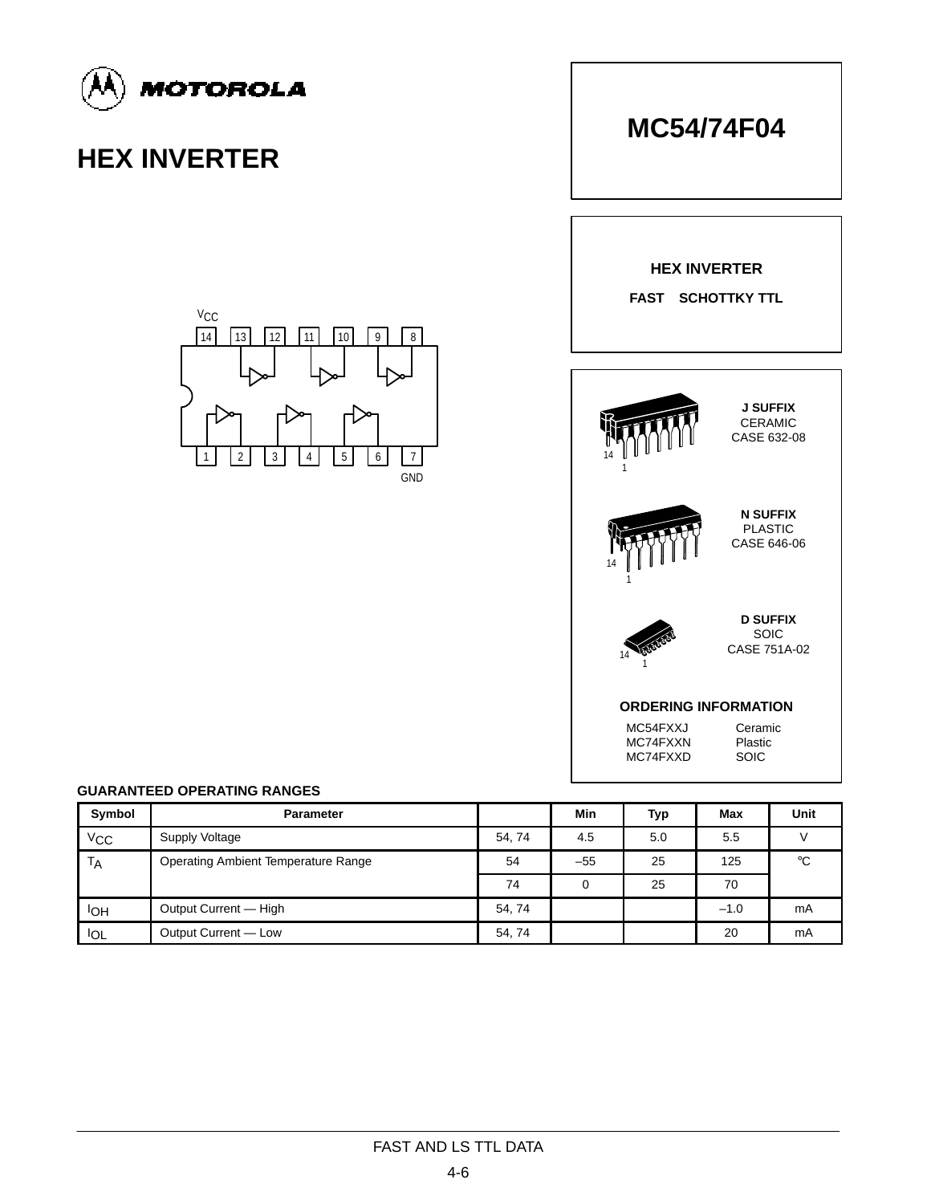MOTOROLA

# HEX INVERTER

# MC54/74F04

**HEX INVERTER**

**FAST SCHOTTKY TTL**

$V_{CC}$

14 13 12 11 10 9 8

1 2 3 4 5 6 7

GND

**J SUFFIX**
CERAMIC
CASE 632-08

**N SUFFIX**
PLASTIC
CASE 646-06

**D SUFFIX**
SOIC
CASE 751A-02

### ORDERING INFORMATION

| | |
|---|---|
| MC54FXXJ | Ceramic |
| MC74FXXN | Plastic |
| MC74FXXD | SOIC |

### GUARANTEED OPERATING RANGES

| Symbol | Parameter | | Min | Typ | Max | Unit |
|---|---|---|---|---|---|---|
| $V_{CC}$ | Supply Voltage | 54, 74 | 4.5 | 5.0 | 5.5 | V |
| $T_A$ | Operating Ambient Temperature Range | 54 | –55 | 25 | 125 | °C |
| | | 74 | 0 | 25 | 70 | |
| $I_{OH}$ | Output Current — High | 54, 74 | | | –1.0 | mA |
| $I_{OL}$ | Output Current — Low | 54, 74 | | | 20 | mA |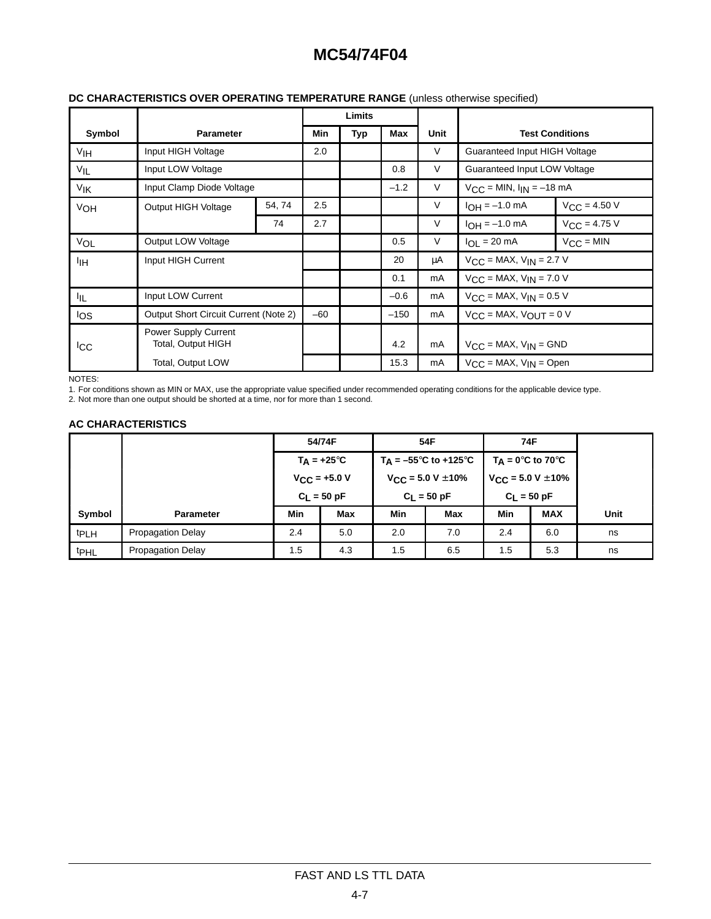## DC CHARACTERISTICS OVER OPERATING TEMPERATURE RANGE (unless otherwise specified)

| Symbol | Parameter | | Limits | | | Unit | Test Conditions | |
|---|---|---|---|---|---|---|---|---|
| | | | Min | Typ | Max | | | |
| $V_{IH}$ | Input HIGH Voltage | | 2.0 | | | V | Guaranteed Input HIGH Voltage | |
| $V_{IL}$ | Input LOW Voltage | | | | 0.8 | V | Guaranteed Input LOW Voltage | |
| $V_{IK}$ | Input Clamp Diode Voltage | | | | –1.2 | V | $V_{CC}$ = MIN, $I_{IN}$ = –18 mA | |
| $V_{OH}$ | Output HIGH Voltage | 54, 74 | 2.5 | | | V | $I_{OH}$ = –1.0 mA | $V_{CC}$ = 4.50 V |
| | | 74 | 2.7 | | | V | $I_{OH}$ = –1.0 mA | $V_{CC}$ = 4.75 V |
| $V_{OL}$ | Output LOW Voltage | | | | 0.5 | V | $I_{OL}$ = 20 mA | $V_{CC}$ = MIN |
| $I_{IH}$ | Input HIGH Current | | | | 20 | µA | $V_{CC}$ = MAX, $V_{IN}$ = 2.7 V | |
| | | | | | 0.1 | mA | $V_{CC}$ = MAX, $V_{IN}$ = 7.0 V | |
| $I_{IL}$ | Input LOW Current | | | | –0.6 | mA | $V_{CC}$ = MAX, $V_{IN}$ = 0.5 V | |
| $I_{OS}$ | Output Short Circuit Current (Note 2) | | –60 | | –150 | mA | $V_{CC}$ = MAX, $V_{OUT}$ = 0 V | |
| $I_{CC}$ | Power Supply Current<br>Total, Output HIGH | | | | 4.2 | mA | $V_{CC}$ = MAX, $V_{IN}$ = GND | |
| | Total, Output LOW | | | | 15.3 | mA | $V_{CC}$ = MAX, $V_{IN}$ = Open | |

NOTES:
1. For conditions shown as MIN or MAX, use the appropriate value specified under recommended operating conditions for the applicable device type.
2. Not more than one output should be shorted at a time, nor for more than 1 second.

## AC CHARACTERISTICS

| Symbol | Parameter | 54/74F<br>$T_A$ = +25°C<br>$V_{CC}$ = +5.0 V<br>$C_L$ = 50 pF | | 54F<br>$T_A$ = –55°C to +125°C<br>$V_{CC}$ = 5.0 V ±10%<br>$C_L$ = 50 pF | | 74F<br>$T_A$ = 0°C to 70°C<br>$V_{CC}$ = 5.0 V ±10%<br>$C_L$ = 50 pF | | Unit |
|---|---|---|---|---|---|---|---|---|
| | | Min | Max | Min | Max | Min | MAX | |
| $t_{PLH}$ | Propagation Delay | 2.4 | 5.0 | 2.0 | 7.0 | 2.4 | 6.0 | ns |
| $t_{PHL}$ | Propagation Delay | 1.5 | 4.3 | 1.5 | 6.5 | 1.5 | 5.3 | ns |